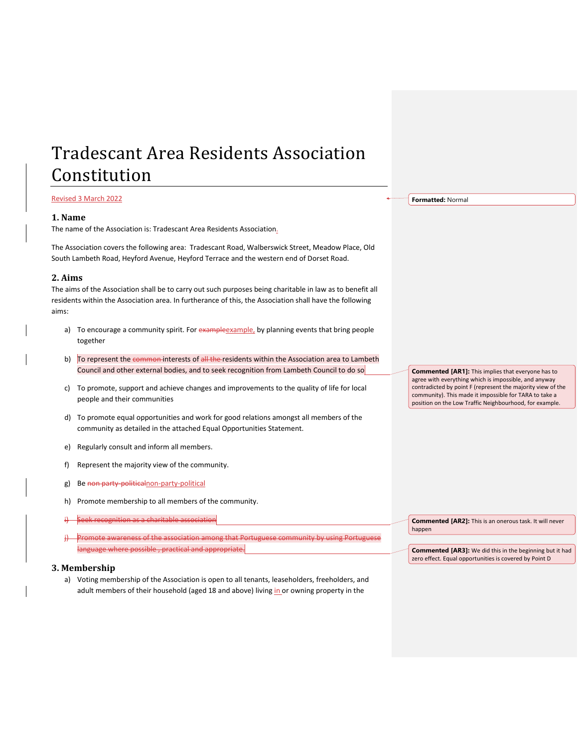# Tradescant Area Residents Association Constitution

Revised 3 March 2022

## 1. Name

The name of the Association is: Tradescant Area Residents Association.

The Association covers the following area: Tradescant Road, Walberswick Street, Meadow Place, Old South Lambeth Road, Heyford Avenue, Heyford Terrace and the western end of Dorset Road.

## 2. Aims

The aims of the Association shall be to carry out such purposes being charitable in law as to benefit all residents within the Association area. In furtherance of this, the Association shall have the following aims:

a) To encourage a community spirit. For ~~example~~example, by planning events that bring people together

b) To represent the ~~common~~ interests of ~~all the~~ residents within the Association area to Lambeth Council and other external bodies, and to seek recognition from Lambeth Council to do so

c) To promote, support and achieve changes and improvements to the quality of life for local people and their communities

d) To promote equal opportunities and work for good relations amongst all members of the community as detailed in the attached Equal Opportunities Statement.

e) Regularly consult and inform all members.

f) Represent the majority view of the community.

g) Be ~~non party-political~~non-party-political

h) Promote membership to all members of the community.

~~i) Seek recognition as a charitable association~~

~~j) Promote awareness of the association among that Portuguese community by using Portuguese language where possible , practical and appropriate.~~

## 3. Membership

a) Voting membership of the Association is open to all tenants, leaseholders, freeholders, and adult members of their household (aged 18 and above) living in or owning property in the

Formatted: Normal

**Commented [AR1]:** This implies that everyone has to agree with everything which is impossible, and anyway contradicted by point F (represent the majority view of the community). This made it impossible for TARA to take a position on the Low Traffic Neighbourhood, for example.

**Commented [AR2]:** This is an onerous task. It will never happen

**Commented [AR3]:** We did this in the beginning but it had zero effect. Equal opportunities is covered by Point D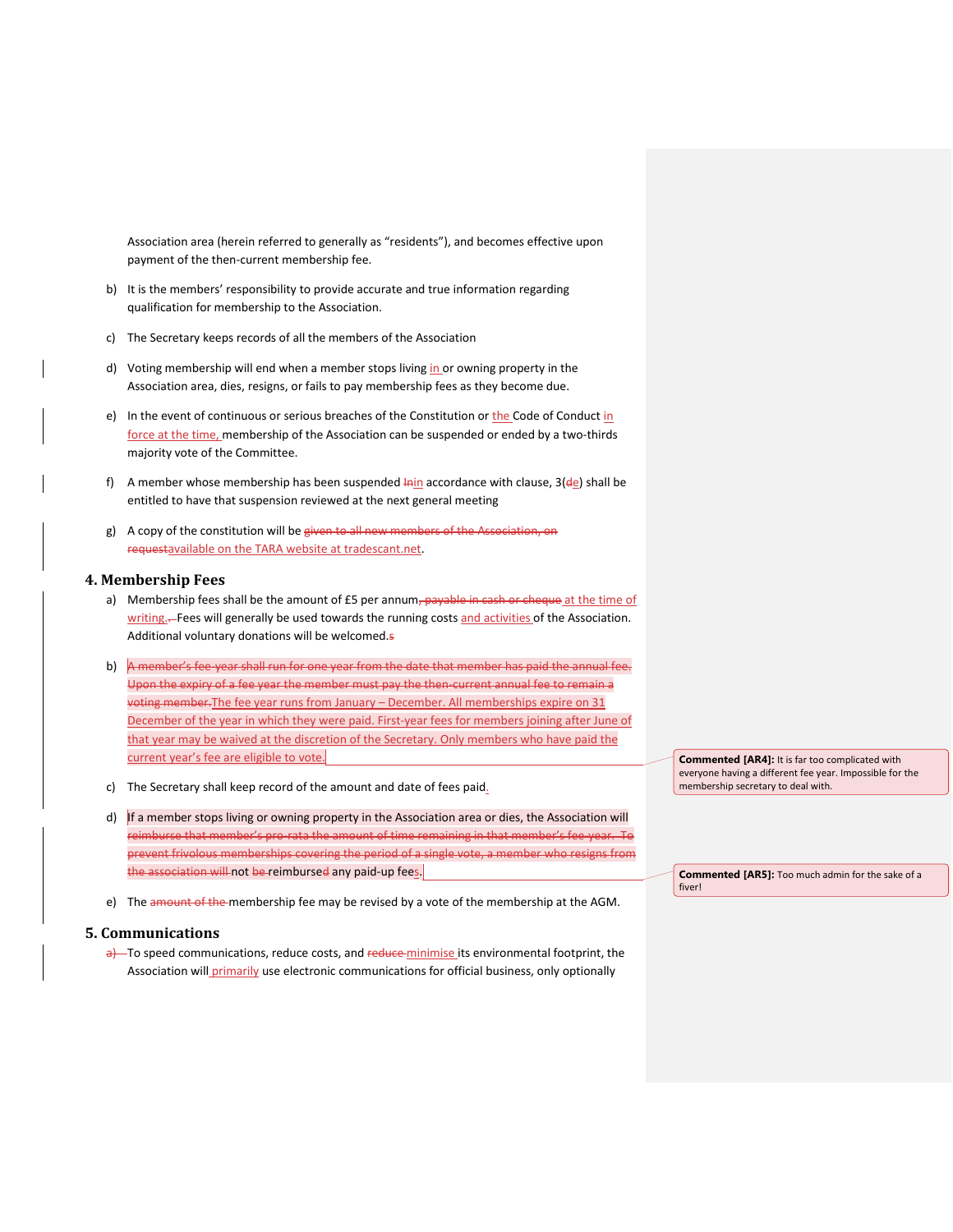Association area (herein referred to generally as "residents"), and becomes effective upon payment of the then-current membership fee.

b) It is the members' responsibility to provide accurate and true information regarding qualification for membership to the Association.

c) The Secretary keeps records of all the members of the Association

d) Voting membership will end when a member stops living in or owning property in the Association area, dies, resigns, or fails to pay membership fees as they become due.

e) In the event of continuous or serious breaches of the Constitution or the Code of Conduct in force at the time, membership of the Association can be suspended or ended by a two-thirds majority vote of the Committee.

f) A member whose membership has been suspended ~~In~~in accordance with clause, 3(~~d~~e) shall be entitled to have that suspension reviewed at the next general meeting

g) A copy of the constitution will be ~~given to all new members of the Association, on request~~available on the TARA website at tradescant.net.

## 4. Membership Fees

a) Membership fees shall be the amount of £5 per annum~~, payable in cash or cheque~~ at the time of writing.~~.~~ Fees will generally be used towards the running costs and activities of the Association. Additional voluntary donations will be welcomed.~~s~~

b) ~~A member's fee year shall run for one year from the date that member has paid the annual fee. Upon the expiry of a fee year the member must pay the then-current annual fee to remain a voting member.~~The fee year runs from January – December. All memberships expire on 31 December of the year in which they were paid. First-year fees for members joining after June of that year may be waived at the discretion of the Secretary. Only members who have paid the current year's fee are eligible to vote.

**Commented [AR4]:** It is far too complicated with everyone having a different fee year. Impossible for the membership secretary to deal with.

c) The Secretary shall keep record of the amount and date of fees paid.

d) If a member stops living or owning property in the Association area or dies, the Association will ~~reimburse that member's pro-rata the amount of time remaining in that member's fee year. To prevent frivolous memberships covering the period of a single vote, a member who resigns from the association will~~ not ~~be~~ reimburse~~d~~ any paid-up fees.

**Commented [AR5]:** Too much admin for the sake of a fiver!

e) The ~~amount of the~~ membership fee may be revised by a vote of the membership at the AGM.

## 5. Communications

~~a)~~ To speed communications, reduce costs, and ~~reduce~~ minimise its environmental footprint, the Association will primarily use electronic communications for official business, only optionally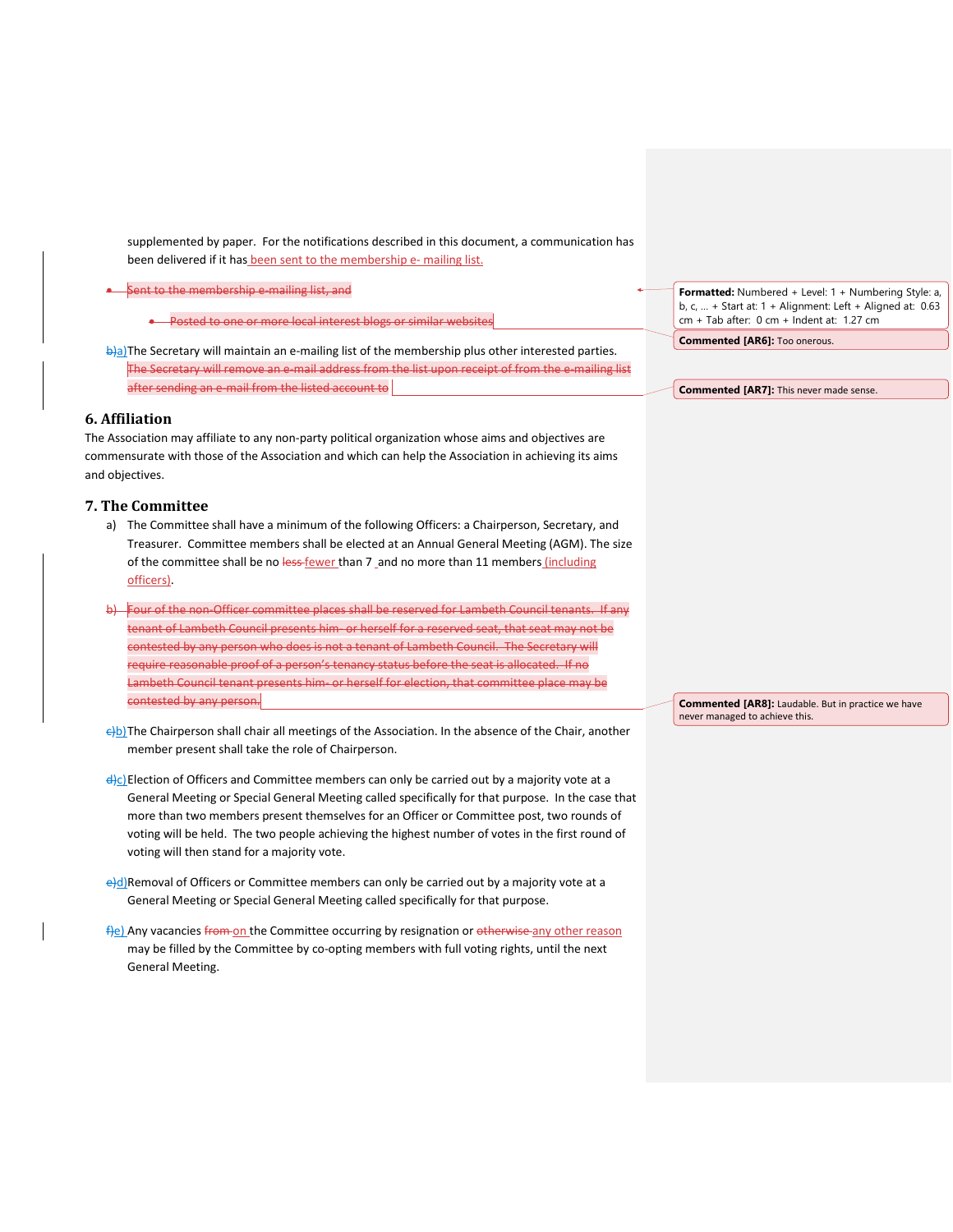supplemented by paper. For the notifications described in this document, a communication has been delivered if it has been sent to the membership e- mailing list.

- ~~Sent to the membership e-mailing list, and~~
  - ~~Posted to one or more local interest blogs or similar websites~~

~~b)~~a) The Secretary will maintain an e-mailing list of the membership plus other interested parties. ~~The Secretary will remove an e-mail address from the list upon receipt of from the e-mailing list after sending an e-mail from the listed account to~~

## 6. Affiliation

The Association may affiliate to any non-party political organization whose aims and objectives are commensurate with those of the Association and which can help the Association in achieving its aims and objectives.

## 7. The Committee

a) The Committee shall have a minimum of the following Officers: a Chairperson, Secretary, and Treasurer. Committee members shall be elected at an Annual General Meeting (AGM). The size of the committee shall be no ~~less~~ fewer than 7 and no more than 11 members (including officers).

~~b) Four of the non-Officer committee places shall be reserved for Lambeth Council tenants. If any tenant of Lambeth Council presents him- or herself for a reserved seat, that seat may not be contested by any person who does is not a tenant of Lambeth Council. The Secretary will require reasonable proof of a person's tenancy status before the seat is allocated. If no Lambeth Council tenant presents him- or herself for election, that committee place may be contested by any person.~~

~~c)~~b) The Chairperson shall chair all meetings of the Association. In the absence of the Chair, another member present shall take the role of Chairperson.

~~d)~~c) Election of Officers and Committee members can only be carried out by a majority vote at a General Meeting or Special General Meeting called specifically for that purpose. In the case that more than two members present themselves for an Officer or Committee post, two rounds of voting will be held. The two people achieving the highest number of votes in the first round of voting will then stand for a majority vote.

~~e)~~d) Removal of Officers or Committee members can only be carried out by a majority vote at a General Meeting or Special General Meeting called specifically for that purpose.

~~f)~~e) Any vacancies ~~from~~ on the Committee occurring by resignation or ~~otherwise~~ any other reason may be filled by the Committee by co-opting members with full voting rights, until the next General Meeting.

---

**Formatted:** Numbered + Level: 1 + Numbering Style: a, b, c, … + Start at: 1 + Alignment: Left + Aligned at: 0.63 cm + Tab after: 0 cm + Indent at: 1.27 cm

**Commented [AR6]:** Too onerous.

**Commented [AR7]:** This never made sense.

**Commented [AR8]:** Laudable. But in practice we have never managed to achieve this.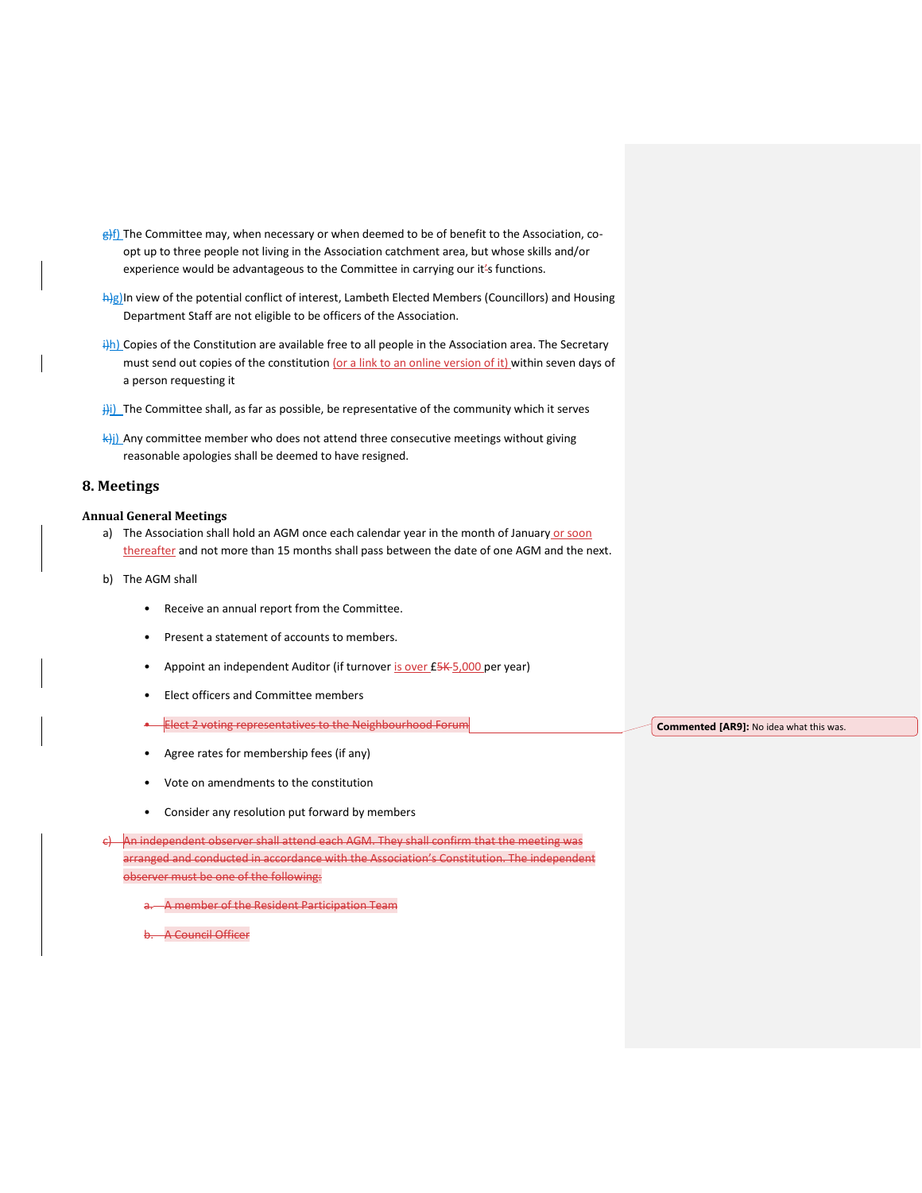f) The Committee may, when necessary or when deemed to be of benefit to the Association, co-opt up to three people not living in the Association catchment area, but whose skills and/or experience would be advantageous to the Committee in carrying our it's functions.

g) In view of the potential conflict of interest, Lambeth Elected Members (Councillors) and Housing Department Staff are not eligible to be officers of the Association.

h) Copies of the Constitution are available free to all people in the Association area. The Secretary must send out copies of the constitution (or a link to an online version of it) within seven days of a person requesting it

i) The Committee shall, as far as possible, be representative of the community which it serves

j) Any committee member who does not attend three consecutive meetings without giving reasonable apologies shall be deemed to have resigned.

## 8. Meetings

### Annual General Meetings

a) The Association shall hold an AGM once each calendar year in the month of January or soon thereafter and not more than 15 months shall pass between the date of one AGM and the next.

b) The AGM shall

- Receive an annual report from the Committee.
- Present a statement of accounts to members.
- Appoint an independent Auditor (if turnover is over £5,000 per year)
- Elect officers and Committee members
- ~~Elect 2 voting representatives to the Neighbourhood Forum~~
- Agree rates for membership fees (if any)
- Vote on amendments to the constitution
- Consider any resolution put forward by members

~~c) An independent observer shall attend each AGM. They shall confirm that the meeting was arranged and conducted in accordance with the Association's Constitution. The independent observer must be one of the following:~~

~~a. A member of the Resident Participation Team~~

~~b. A Council Officer~~

**Commented [AR9]:** No idea what this was.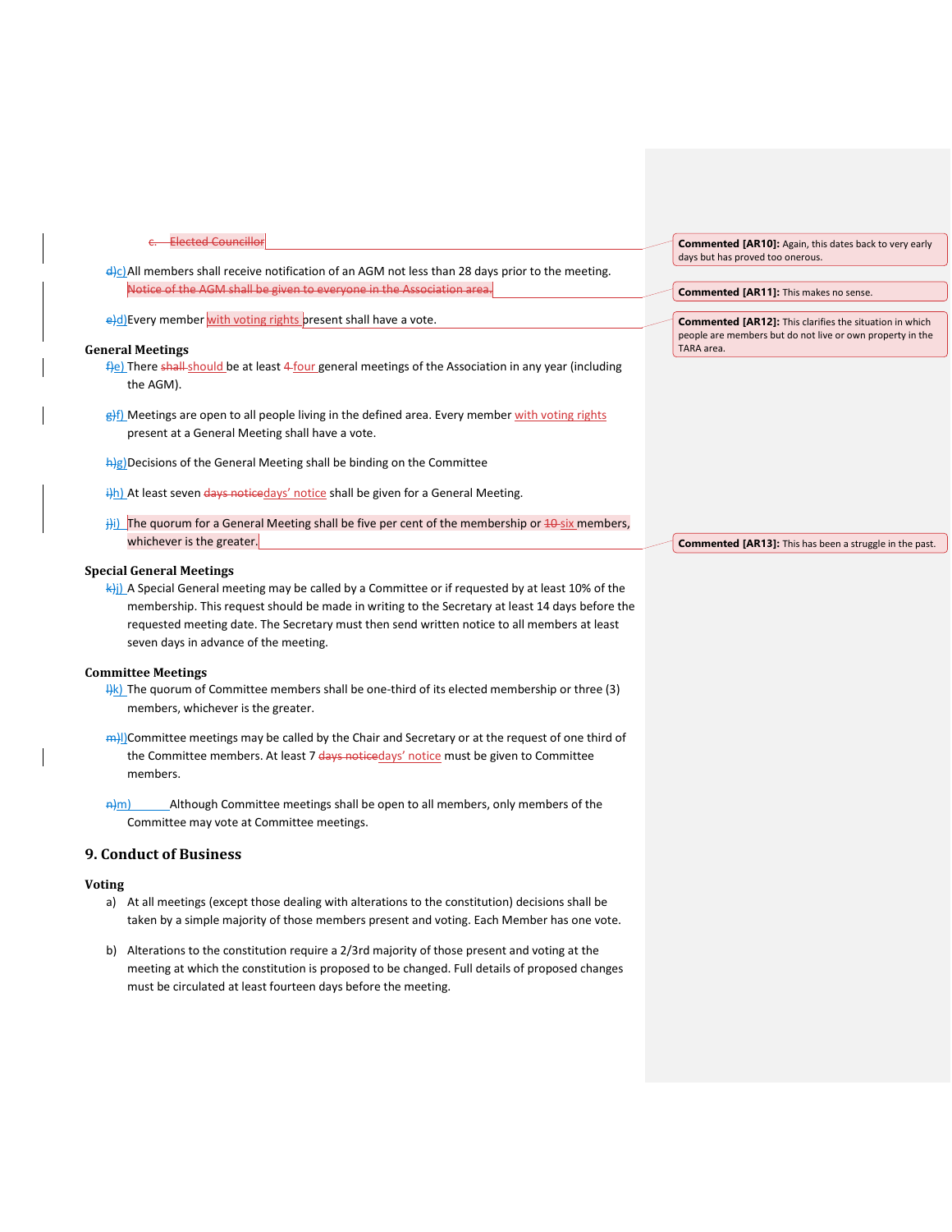c. ~~Elected Councillor~~

> **Commented [AR10]:** Again, this dates back to very early days but has proved too onerous.

~~d)~~c) All members shall receive notification of an AGM not less than 28 days prior to the meeting. ~~Notice of the AGM shall be given to everyone in the Association area.~~

> **Commented [AR11]:** This makes no sense.

~~e)~~d) Every member with voting rights present shall have a vote.

> **Commented [AR12]:** This clarifies the situation in which people are members but do not live or own property in the TARA area.

### General Meetings

~~f)~~e) There ~~shall~~ should be at least ~~4~~ four general meetings of the Association in any year (including the AGM).

~~g)~~f) Meetings are open to all people living in the defined area. Every member with voting rights present at a General Meeting shall have a vote.

~~h)~~g) Decisions of the General Meeting shall be binding on the Committee

~~i)~~h) At least seven ~~days notice~~ days' notice shall be given for a General Meeting.

~~j)~~i) The quorum for a General Meeting shall be five per cent of the membership or ~~10~~ six members, whichever is the greater.

> **Commented [AR13]:** This has been a struggle in the past.

### Special General Meetings

~~k)~~j) A Special General meeting may be called by a Committee or if requested by at least 10% of the membership. This request should be made in writing to the Secretary at least 14 days before the requested meeting date. The Secretary must then send written notice to all members at least seven days in advance of the meeting.

### Committee Meetings

~~l)~~k) The quorum of Committee members shall be one-third of its elected membership or three (3) members, whichever is the greater.

~~m)~~l) Committee meetings may be called by the Chair and Secretary or at the request of one third of the Committee members. At least 7 ~~days notice~~ days' notice must be given to Committee members.

~~n)~~m) Although Committee meetings shall be open to all members, only members of the Committee may vote at Committee meetings.

## 9. Conduct of Business

### Voting

a) At all meetings (except those dealing with alterations to the constitution) decisions shall be taken by a simple majority of those members present and voting. Each Member has one vote.

b) Alterations to the constitution require a 2/3rd majority of those present and voting at the meeting at which the constitution is proposed to be changed. Full details of proposed changes must be circulated at least fourteen days before the meeting.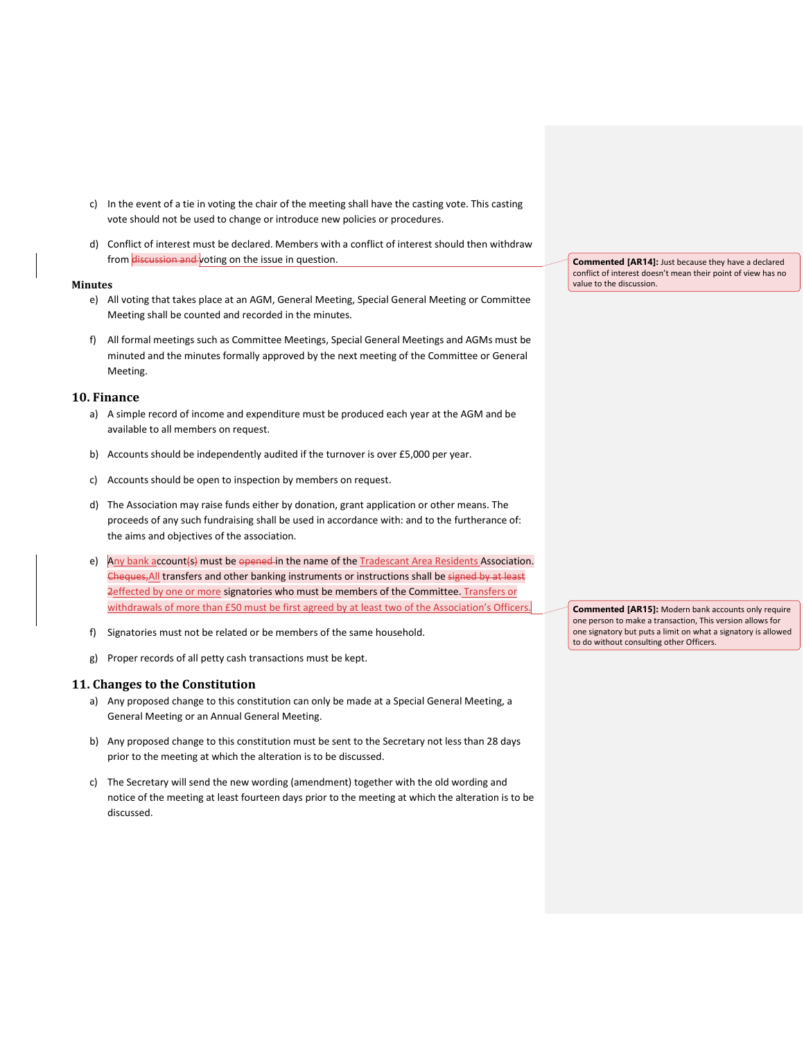c) In the event of a tie in voting the chair of the meeting shall have the casting vote. This casting vote should not be used to change or introduce new policies or procedures.

d) Conflict of interest must be declared. Members with a conflict of interest should then withdraw from ~~discussion and~~ voting on the issue in question.

> **Commented [AR14]:** Just because they have a declared conflict of interest doesn't mean their point of view has no value to the discussion.

### Minutes

e) All voting that takes place at an AGM, General Meeting, Special General Meeting or Committee Meeting shall be counted and recorded in the minutes.

f) All formal meetings such as Committee Meetings, Special General Meetings and AGMs must be minuted and the minutes formally approved by the next meeting of the Committee or General Meeting.

## 10. Finance

a) A simple record of income and expenditure must be produced each year at the AGM and be available to all members on request.

b) Accounts should be independently audited if the turnover is over £5,000 per year.

c) Accounts should be open to inspection by members on request.

d) The Association may raise funds either by donation, grant application or other means. The proceeds of any such fundraising shall be used in accordance with: and to the furtherance of: the aims and objectives of the association.

e) Any bank account~~(s)~~ must be ~~opened~~ in the name of the Tradescant Area Residents Association. ~~Cheques,~~All transfers and other banking instruments or instructions shall be ~~signed by at least 2~~effected by one or more signatories who must be members of the Committee. Transfers or withdrawals of more than £50 must be first agreed by at least two of the Association's Officers.

> **Commented [AR15]:** Modern bank accounts only require one person to make a transaction, This version allows for one signatory but puts a limit on what a signatory is allowed to do without consulting other Officers.

f) Signatories must not be related or be members of the same household.

g) Proper records of all petty cash transactions must be kept.

## 11. Changes to the Constitution

a) Any proposed change to this constitution can only be made at a Special General Meeting, a General Meeting or an Annual General Meeting.

b) Any proposed change to this constitution must be sent to the Secretary not less than 28 days prior to the meeting at which the alteration is to be discussed.

c) The Secretary will send the new wording (amendment) together with the old wording and notice of the meeting at least fourteen days prior to the meeting at which the alteration is to be discussed.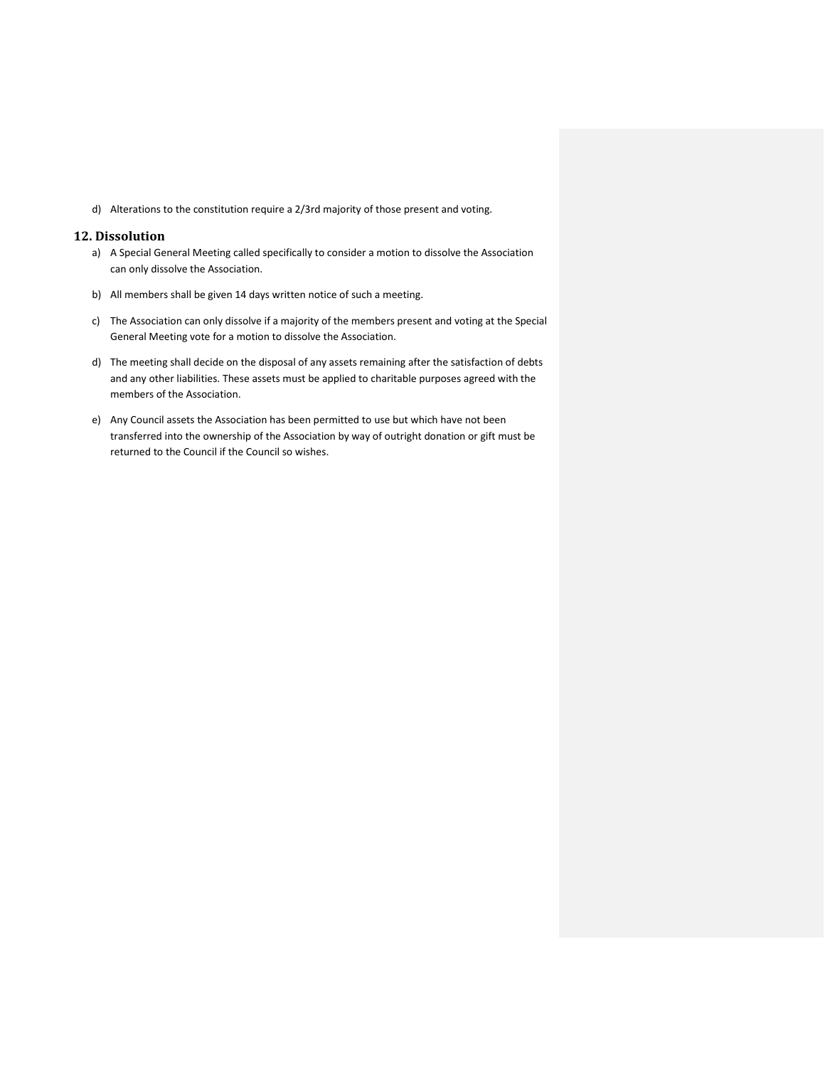d) Alterations to the constitution require a 2/3rd majority of those present and voting.

## 12. Dissolution

a) A Special General Meeting called specifically to consider a motion to dissolve the Association can only dissolve the Association.

b) All members shall be given 14 days written notice of such a meeting.

c) The Association can only dissolve if a majority of the members present and voting at the Special General Meeting vote for a motion to dissolve the Association.

d) The meeting shall decide on the disposal of any assets remaining after the satisfaction of debts and any other liabilities. These assets must be applied to charitable purposes agreed with the members of the Association.

e) Any Council assets the Association has been permitted to use but which have not been transferred into the ownership of the Association by way of outright donation or gift must be returned to the Council if the Council so wishes.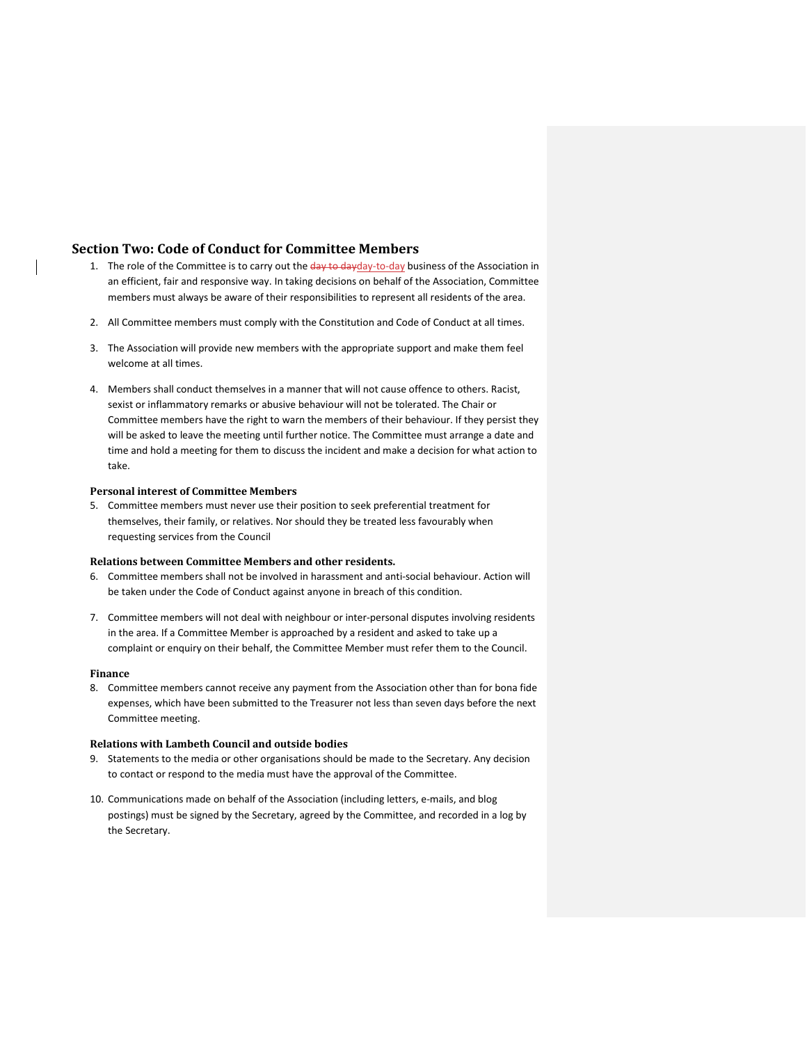## Section Two: Code of Conduct for Committee Members

1. The role of the Committee is to carry out the ~~day to day~~day-to-day business of the Association in an efficient, fair and responsive way. In taking decisions on behalf of the Association, Committee members must always be aware of their responsibilities to represent all residents of the area.

2. All Committee members must comply with the Constitution and Code of Conduct at all times.

3. The Association will provide new members with the appropriate support and make them feel welcome at all times.

4. Members shall conduct themselves in a manner that will not cause offence to others. Racist, sexist or inflammatory remarks or abusive behaviour will not be tolerated. The Chair or Committee members have the right to warn the members of their behaviour. If they persist they will be asked to leave the meeting until further notice. The Committee must arrange a date and time and hold a meeting for them to discuss the incident and make a decision for what action to take.

### Personal interest of Committee Members

5. Committee members must never use their position to seek preferential treatment for themselves, their family, or relatives. Nor should they be treated less favourably when requesting services from the Council

### Relations between Committee Members and other residents.

6. Committee members shall not be involved in harassment and anti-social behaviour. Action will be taken under the Code of Conduct against anyone in breach of this condition.

7. Committee members will not deal with neighbour or inter-personal disputes involving residents in the area. If a Committee Member is approached by a resident and asked to take up a complaint or enquiry on their behalf, the Committee Member must refer them to the Council.

### Finance

8. Committee members cannot receive any payment from the Association other than for bona fide expenses, which have been submitted to the Treasurer not less than seven days before the next Committee meeting.

### Relations with Lambeth Council and outside bodies

9. Statements to the media or other organisations should be made to the Secretary. Any decision to contact or respond to the media must have the approval of the Committee.

10. Communications made on behalf of the Association (including letters, e-mails, and blog postings) must be signed by the Secretary, agreed by the Committee, and recorded in a log by the Secretary.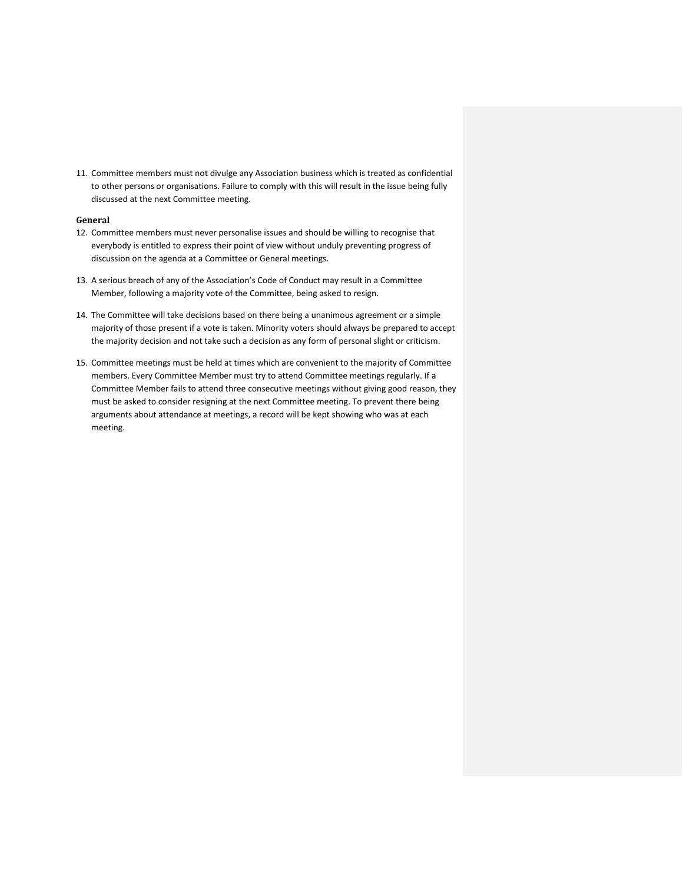11. Committee members must not divulge any Association business which is treated as confidential to other persons or organisations. Failure to comply with this will result in the issue being fully discussed at the next Committee meeting.

### General

12. Committee members must never personalise issues and should be willing to recognise that everybody is entitled to express their point of view without unduly preventing progress of discussion on the agenda at a Committee or General meetings.

13. A serious breach of any of the Association's Code of Conduct may result in a Committee Member, following a majority vote of the Committee, being asked to resign.

14. The Committee will take decisions based on there being a unanimous agreement or a simple majority of those present if a vote is taken. Minority voters should always be prepared to accept the majority decision and not take such a decision as any form of personal slight or criticism.

15. Committee meetings must be held at times which are convenient to the majority of Committee members. Every Committee Member must try to attend Committee meetings regularly. If a Committee Member fails to attend three consecutive meetings without giving good reason, they must be asked to consider resigning at the next Committee meeting. To prevent there being arguments about attendance at meetings, a record will be kept showing who was at each meeting.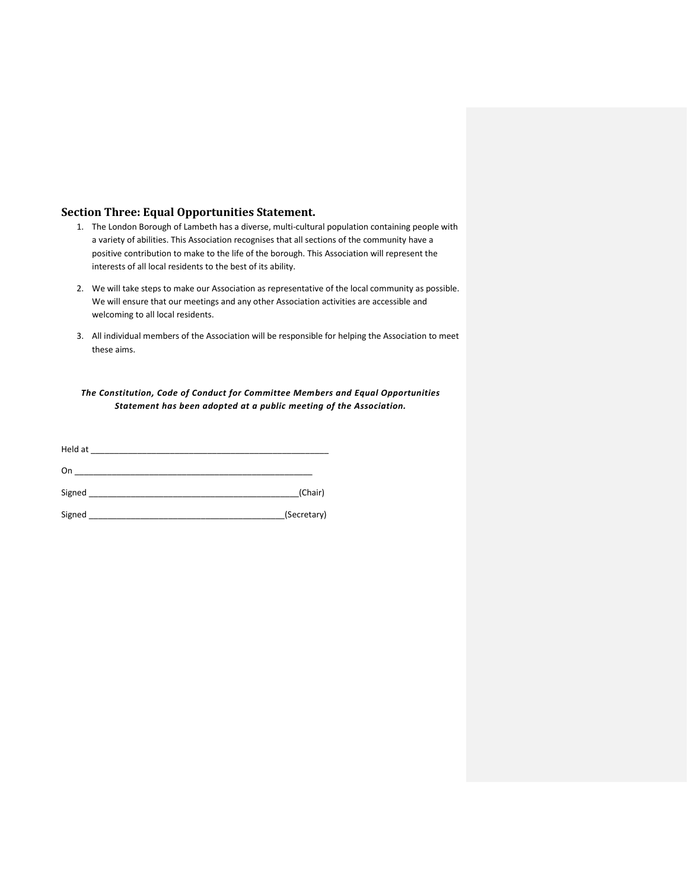## Section Three: Equal Opportunities Statement.

1. The London Borough of Lambeth has a diverse, multi-cultural population containing people with a variety of abilities. This Association recognises that all sections of the community have a positive contribution to make to the life of the borough. This Association will represent the interests of all local residents to the best of its ability.

2. We will take steps to make our Association as representative of the local community as possible. We will ensure that our meetings and any other Association activities are accessible and welcoming to all local residents.

3. All individual members of the Association will be responsible for helping the Association to meet these aims.

***The Constitution, Code of Conduct for Committee Members and Equal Opportunities Statement has been adopted at a public meeting of the Association.***

Held at ____________________________________________________

On ____________________________________________________

Signed ______________________________________________(Chair)

Signed __________________________________________(Secretary)